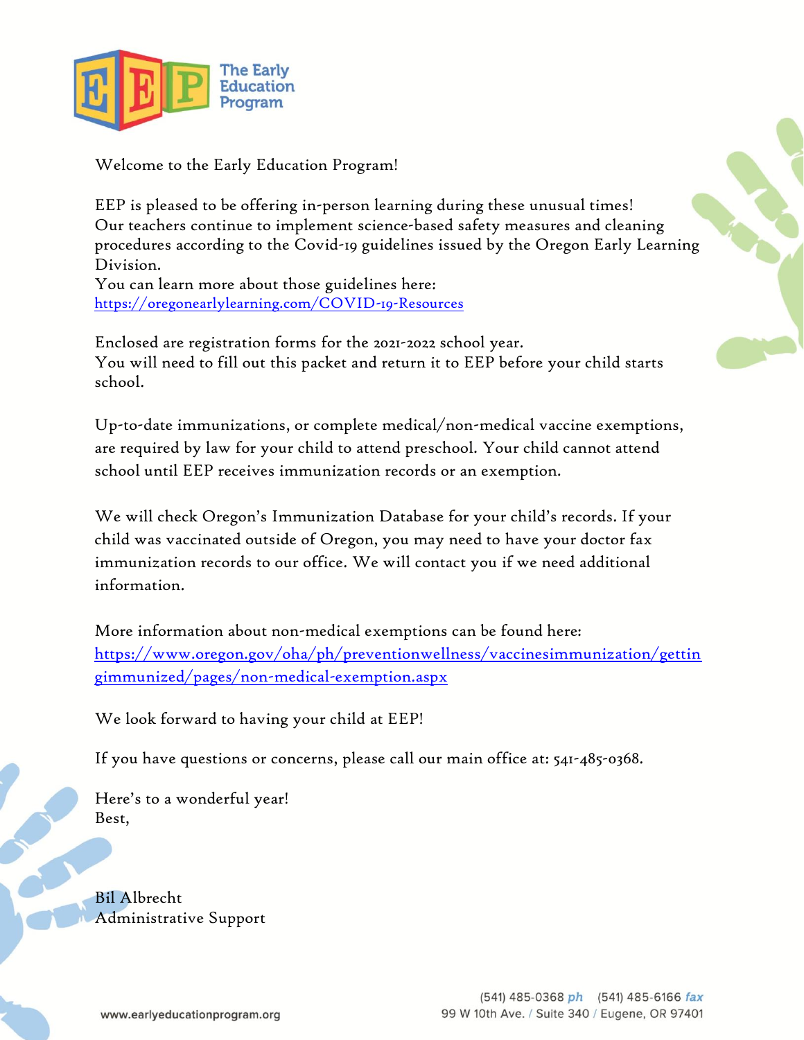The Early Education Program

Welcome to the Early Education Program!

EEP is pleased to be offering in-person learning during these unusual times!
Our teachers continue to implement science-based safety measures and cleaning procedures according to the Covid-19 guidelines issued by the Oregon Early Learning Division.
You can learn more about those guidelines here:
https://oregonearlylearning.com/COVID-19-Resources

Enclosed are registration forms for the 2021-2022 school year.
You will need to fill out this packet and return it to EEP before your child starts school.

Up-to-date immunizations, or complete medical/non-medical vaccine exemptions, are required by law for your child to attend preschool. Your child cannot attend school until EEP receives immunization records or an exemption.

We will check Oregon's Immunization Database for your child's records. If your child was vaccinated outside of Oregon, you may need to have your doctor fax immunization records to our office. We will contact you if we need additional information.

More information about non-medical exemptions can be found here:
https://www.oregon.gov/oha/ph/preventionwellness/vaccinesimmunization/gettingimmunized/pages/non-medical-exemption.aspx

We look forward to having your child at EEP!

If you have questions or concerns, please call our main office at: 541-485-0368.

Here's to a wonderful year!
Best,

Bil Albrecht
Administrative Support

www.earlyeducationprogram.org

(541) 485-0368 ph (541) 485-6166 fax
99 W 10th Ave. / Suite 340 / Eugene, OR 97401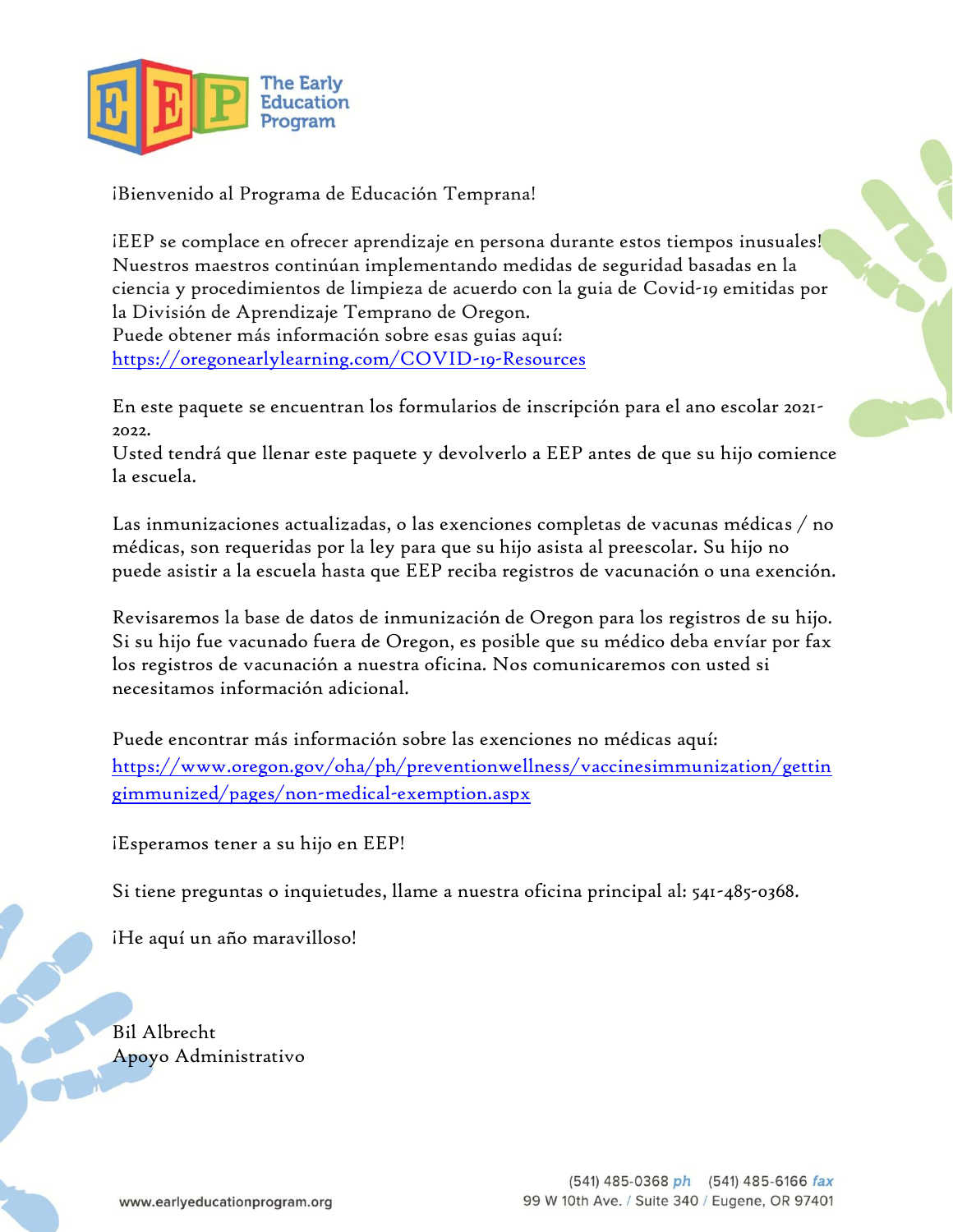¡Bienvenido al Programa de Educación Temprana!

¡EEP se complace en ofrecer aprendizaje en persona durante estos tiempos inusuales! Nuestros maestros continúan implementando medidas de seguridad basadas en la ciencia y procedimientos de limpieza de acuerdo con la guia de Covid-19 emitidas por la División de Aprendizaje Temprano de Oregon.
Puede obtener más información sobre esas guias aquí: [https://oregonearlylearning.com/COVID-19-Resources](https://oregonearlylearning.com/COVID-19-Resources)

En este paquete se encuentran los formularios de inscripción para el ano escolar 2021-2022.
Usted tendrá que llenar este paquete y devolverlo a EEP antes de que su hijo comience la escuela.

Las inmunizaciones actualizadas, o las exenciones completas de vacunas médicas / no médicas, son requeridas por la ley para que su hijo asista al preescolar. Su hijo no puede asistir a la escuela hasta que EEP reciba registros de vacunación o una exención.

Revisaremos la base de datos de inmunización de Oregon para los registros de su hijo. Si su hijo fue vacunado fuera de Oregon, es posible que su médico deba envíar por fax los registros de vacunación a nuestra oficina. Nos comunicaremos con usted si necesitamos información adicional.

Puede encontrar más información sobre las exenciones no médicas aquí: [https://www.oregon.gov/oha/ph/preventionwellness/vaccinesimmunization/gettingimmunized/pages/non-medical-exemption.aspx](https://www.oregon.gov/oha/ph/preventionwellness/vaccinesimmunization/gettingimmunized/pages/non-medical-exemption.aspx)

¡Esperamos tener a su hijo en EEP!

Si tiene preguntas o inquietudes, llame a nuestra oficina principal al: 541-485-0368.

¡He aquí un año maravilloso!

Bil Albrecht
Apoyo Administrativo

www.earlyeducationprogram.org

(541) 485-0368 ph (541) 485-6166 fax
99 W 10th Ave. / Suite 340 / Eugene, OR 97401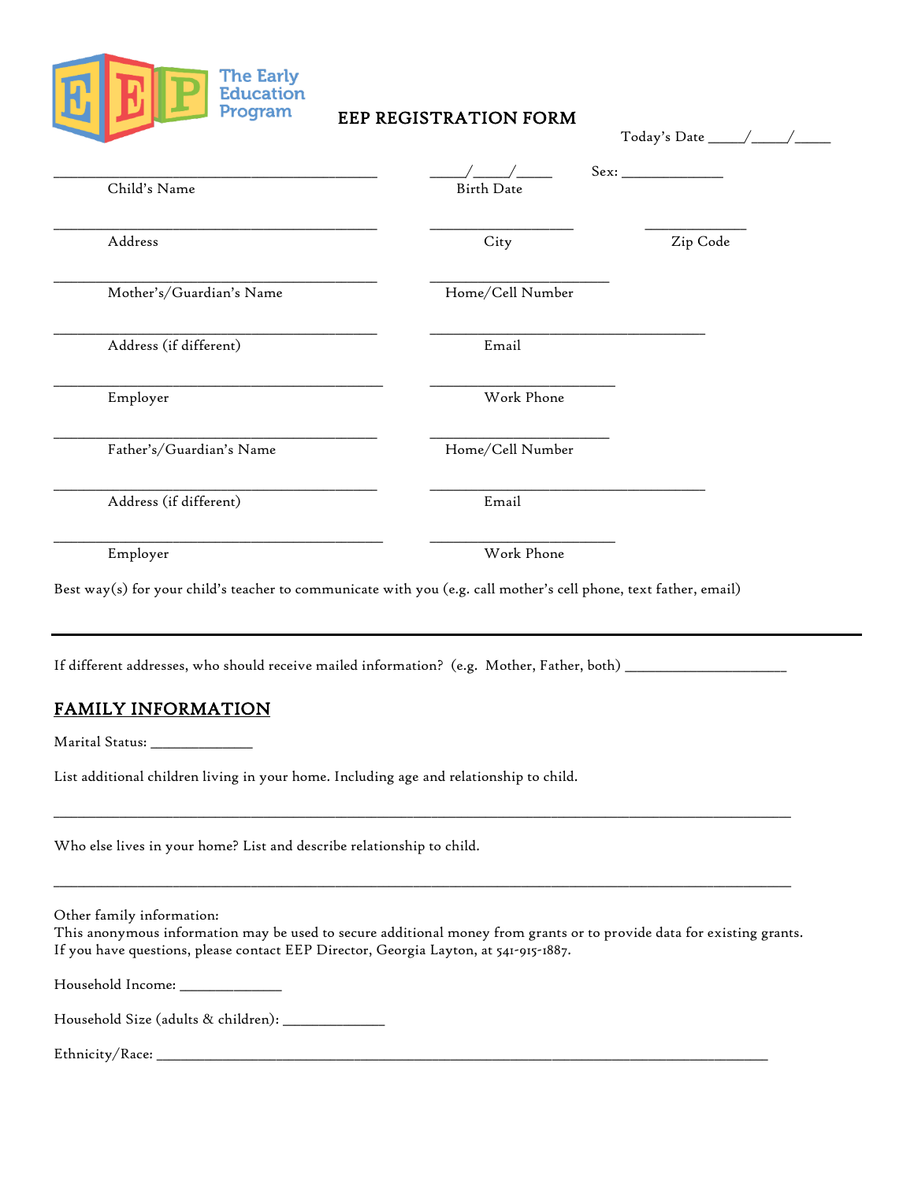The Early Education Program

# EEP REGISTRATION FORM

Today's Date _____/_____/_____

| ______________________________ | _____/_____/_____ | Sex: ______________ |
|---|---|---|
| Child's Name | Birth Date | |
| ______________________________ | ____________________ | ______________ |
| Address | City | Zip Code |
| ______________________________ | ____________________ | |
| Mother's/Guardian's Name | Home/Cell Number | |
| ______________________________ | ______________________________ | |
| Address (if different) | Email | |
| ______________________________ | ____________________ | |
| Employer | Work Phone | |
| ______________________________ | ____________________ | |
| Father's/Guardian's Name | Home/Cell Number | |
| ______________________________ | ______________________________ | |
| Address (if different) | Email | |
| ______________________________ | ____________________ | |
| Employer | Work Phone | |

Best way(s) for your child's teacher to communicate with you (e.g. call mother's cell phone, text father, email)

---

If different addresses, who should receive mailed information? (e.g. Mother, Father, both) ______________________

## FAMILY INFORMATION

Marital Status: ______________

List additional children living in your home. Including age and relationship to child.

__________________________________________________________________________________________

Who else lives in your home? List and describe relationship to child.

__________________________________________________________________________________________

Other family information:
This anonymous information may be used to secure additional money from grants or to provide data for existing grants. If you have questions, please contact EEP Director, Georgia Layton, at 541-915-1887.

Household Income: ______________

Household Size (adults & children): ______________

Ethnicity/Race: ________________________________________________________________________________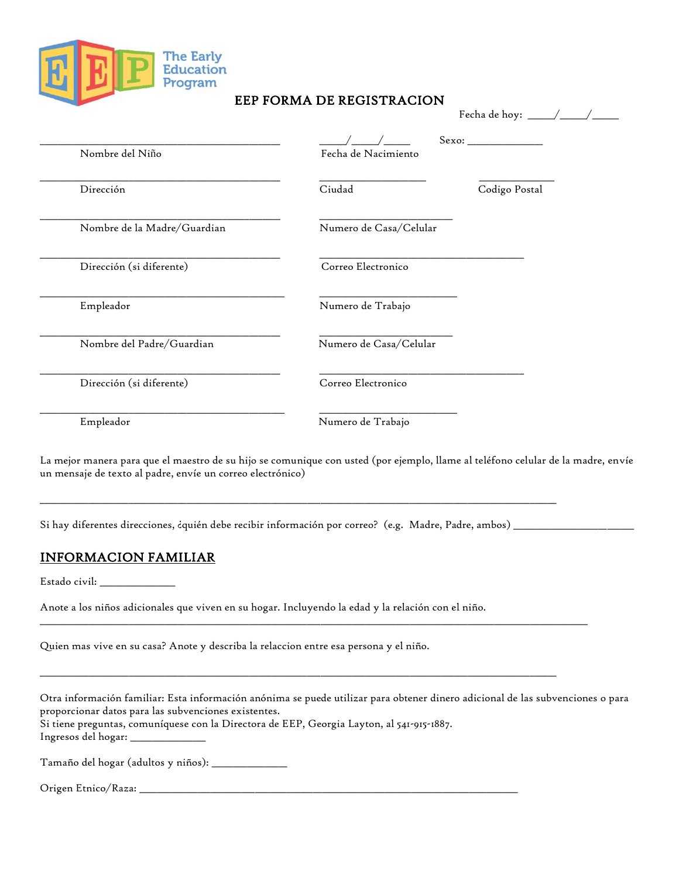The Early Education Program

# EEP FORMA DE REGISTRACION

Fecha de hoy: _____/_____/_____

_____________________________________________ Nombre del Niño

_____/_____/_____ Fecha de Nacimiento

Sexo: ______________

_____________________________________________ Dirección

___________________ Ciudad

______________ Codigo Postal

_____________________________________________ Nombre de la Madre/Guardian

________________________ Numero de Casa/Celular

_____________________________________________ Dirección (si diferente)

_____________________________________ Correo Electronico

_____________________________________________ Empleador

_________________________ Numero de Trabajo

_____________________________________________ Nombre del Padre/Guardian

________________________ Numero de Casa/Celular

_____________________________________________ Dirección (si diferente)

_____________________________________ Correo Electronico

_____________________________________________ Empleador

_________________________ Numero de Trabajo

La mejor manera para que el maestro de su hijo se comunique con usted (por ejemplo, llame al teléfono celular de la madre, envíe un mensaje de texto al padre, envíe un correo electrónico)

_____________________________________________________________________________________________

Si hay diferentes direcciones, ¿quién debe recibir información por correo? (e.g. Madre, Padre, ambos) ______________________

## INFORMACION FAMILIAR

Estado civil: ______________

Anote a los niños adicionales que viven en su hogar. Incluyendo la edad y la relación con el niño.
_____________________________________________________________________________________________

Quien mas vive en su casa? Anote y describa la relaccion entre esa persona y el niño.

_____________________________________________________________________________________________

Otra información familiar: Esta información anónima se puede utilizar para obtener dinero adicional de las subvenciones o para proporcionar datos para las subvenciones existentes.
Si tiene preguntas, comuníquese con la Directora de EEP, Georgia Layton, al 541-915-1887.
Ingresos del hogar: ______________

Tamaño del hogar (adultos y niños): ______________

Origen Etnico/Raza: ____________________________________________________________________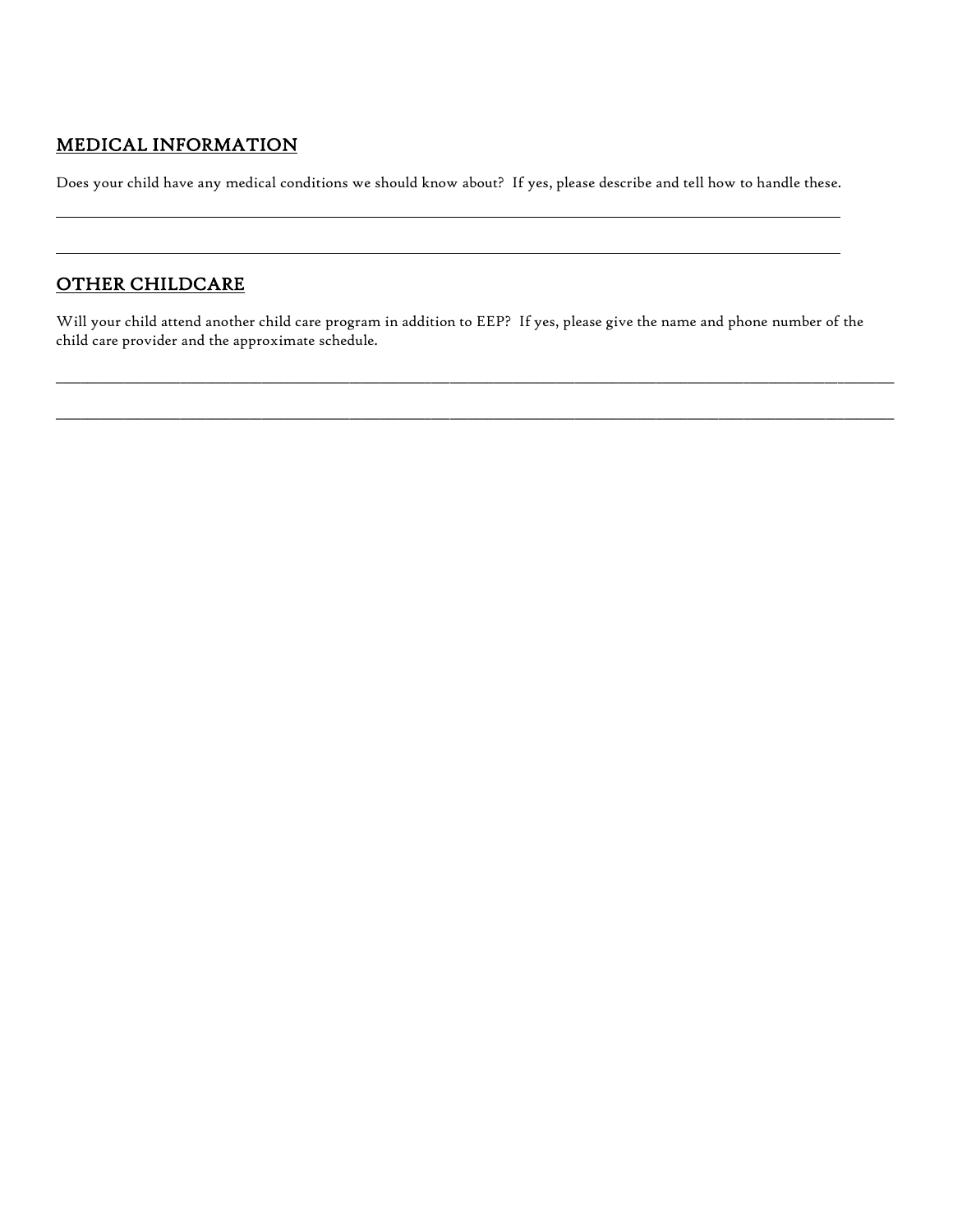## MEDICAL INFORMATION

Does your child have any medical conditions we should know about? If yes, please describe and tell how to handle these.

______________________________________________________________________________________________

______________________________________________________________________________________________

## OTHER CHILDCARE

Will your child attend another child care program in addition to EEP? If yes, please give the name and phone number of the child care provider and the approximate schedule.

______________________________________________________________________________________________

______________________________________________________________________________________________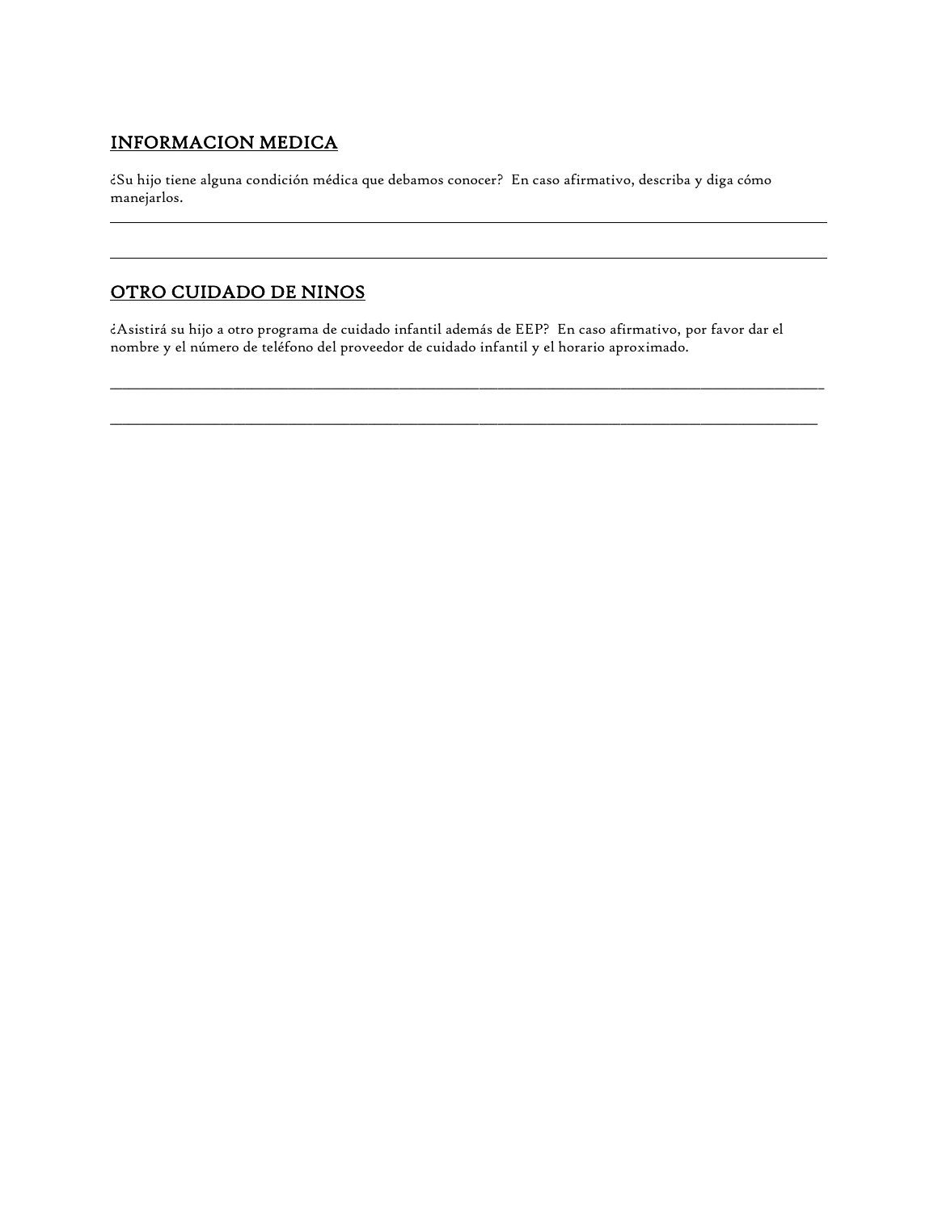## INFORMACION MEDICA

¿Su hijo tiene alguna condición médica que debamos conocer?  En caso afirmativo, describa y diga cómo manejarlos.

___________________________________________________________________________________________________

___________________________________________________________________________________________________

## OTRO CUIDADO DE NINOS

¿Asistirá su hijo a otro programa de cuidado infantil además de EEP?  En caso afirmativo, por favor dar el nombre y el número de teléfono del proveedor de cuidado infantil y el horario aproximado.

___________________________________________________________________________________________________

___________________________________________________________________________________________________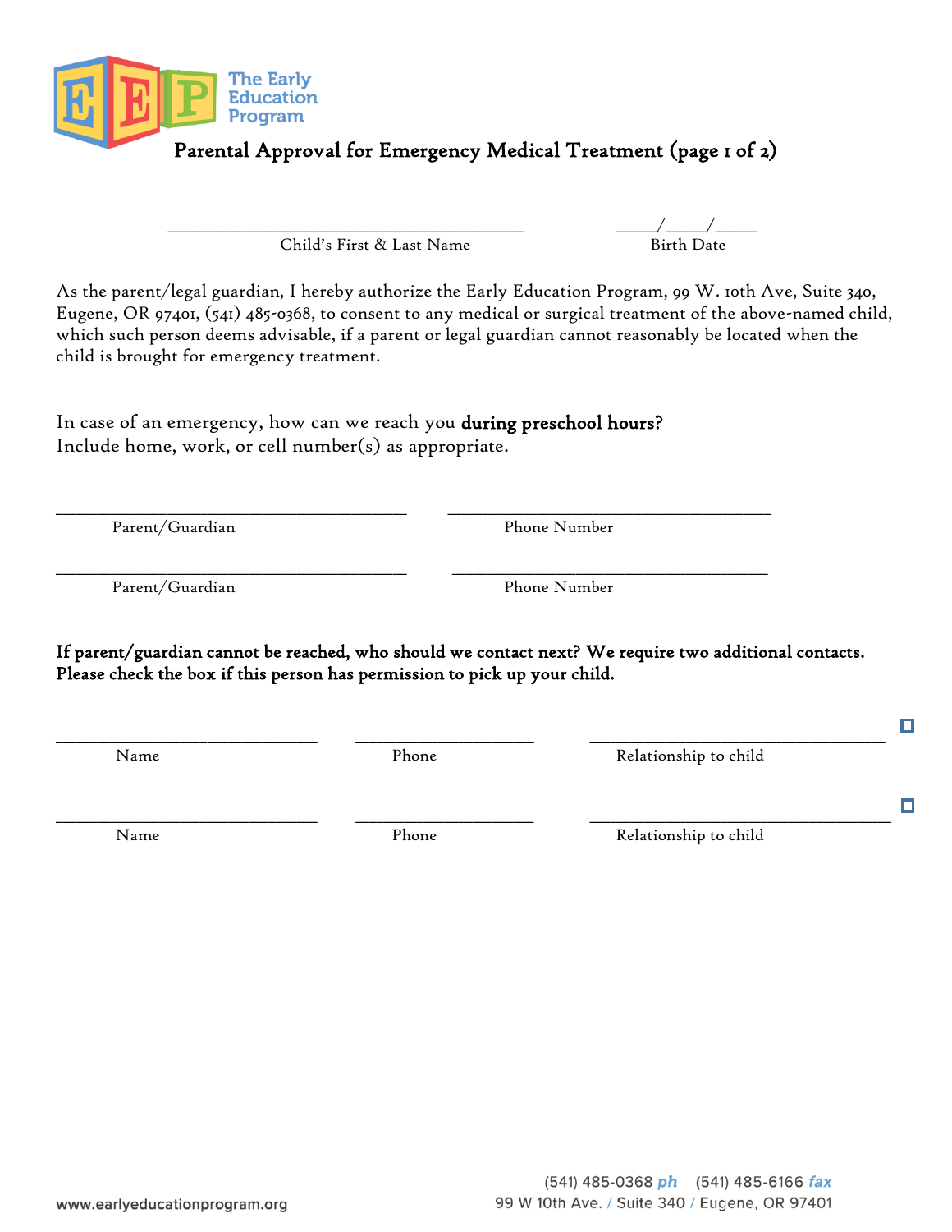The Early Education Program

# Parental Approval for Emergency Medical Treatment (page 1 of 2)

\_\_\_\_\_\_\_\_\_\_\_\_\_\_\_\_\_\_\_\_\_\_\_\_\_\_\_\_\_\_\_\_\_\_\_\_\_\_\_\_ \_\_\_\_\_/\_\_\_\_\_/\_\_\_\_\_

Child's First & Last Name Birth Date

As the parent/legal guardian, I hereby authorize the Early Education Program, 99 W. 10th Ave, Suite 340, Eugene, OR 97401, (541) 485-0368, to consent to any medical or surgical treatment of the above-named child, which such person deems advisable, if a parent or legal guardian cannot reasonably be located when the child is brought for emergency treatment.

In case of an emergency, how can we reach you **during preschool hours?**
Include home, work, or cell number(s) as appropriate.

\_\_\_\_\_\_\_\_\_\_\_\_\_\_\_\_\_\_\_\_\_\_\_\_\_\_\_\_\_\_\_\_\_\_\_\_\_\_\_\_ \_\_\_\_\_\_\_\_\_\_\_\_\_\_\_\_\_\_\_\_\_\_\_\_\_\_\_\_\_\_\_\_\_\_\_\_\_\_\_\_

Parent/Guardian Phone Number

\_\_\_\_\_\_\_\_\_\_\_\_\_\_\_\_\_\_\_\_\_\_\_\_\_\_\_\_\_\_\_\_\_\_\_\_\_\_\_\_ \_\_\_\_\_\_\_\_\_\_\_\_\_\_\_\_\_\_\_\_\_\_\_\_\_\_\_\_\_\_\_\_\_\_\_\_\_\_\_\_

Parent/Guardian Phone Number

**If parent/guardian cannot be reached, who should we contact next? We require two additional contacts. Please check the box if this person has permission to pick up your child.**

\_\_\_\_\_\_\_\_\_\_\_\_\_\_\_\_\_\_\_\_\_\_\_\_\_\_\_\_\_\_ \_\_\_\_\_\_\_\_\_\_\_\_\_\_\_\_\_\_\_\_ \_\_\_\_\_\_\_\_\_\_\_\_\_\_\_\_\_\_\_\_\_\_\_\_\_\_\_\_\_\_\_\_\_\_ ☐

Name Phone Relationship to child

\_\_\_\_\_\_\_\_\_\_\_\_\_\_\_\_\_\_\_\_\_\_\_\_\_\_\_\_\_\_ \_\_\_\_\_\_\_\_\_\_\_\_\_\_\_\_\_\_\_\_ \_\_\_\_\_\_\_\_\_\_\_\_\_\_\_\_\_\_\_\_\_\_\_\_\_\_\_\_\_\_\_\_\_\_ ☐

Name Phone Relationship to child

www.earlyeducationprogram.org

(541) 485-0368 *ph* (541) 485-6166 *fax*
99 W 10th Ave. / Suite 340 / Eugene, OR 97401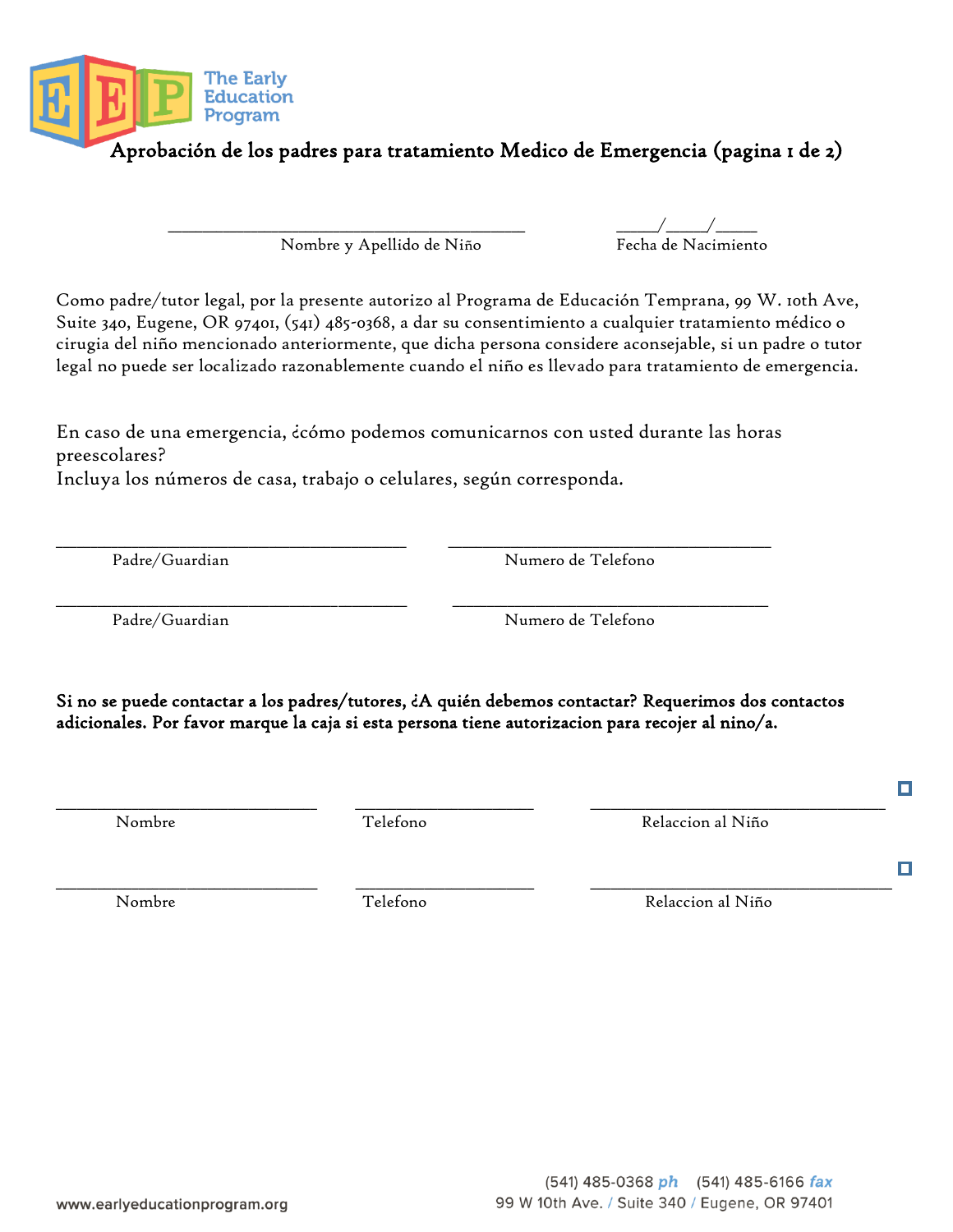The Early Education Program

# Aprobación de los padres para tratamiento Medico de Emergencia (pagina 1 de 2)

_______________________________________ _____/_____/_____

Nombre y Apellido de Niño Fecha de Nacimiento

Como padre/tutor legal, por la presente autorizo al Programa de Educación Temprana, 99 W. 10th Ave, Suite 340, Eugene, OR 97401, (541) 485-0368, a dar su consentimiento a cualquier tratamiento médico o cirugia del niño mencionado anteriormente, que dicha persona considere aconsejable, si un padre o tutor legal no puede ser localizado razonablemente cuando el niño es llevado para tratamiento de emergencia.

En caso de una emergencia, ¿cómo podemos comunicarnos con usted durante las horas preescolares?
Incluya los números de casa, trabajo o celulares, según corresponda.

_______________________________________ _______________________________________

Padre/Guardian Numero de Telefono

_______________________________________ _______________________________________

Padre/Guardian Numero de Telefono

**Si no se puede contactar a los padres/tutores, ¿A quién debemos contactar? Requerimos dos contactos adicionales. Por favor marque la caja si esta persona tiene autorizacion para recojer al nino/a.**

_____________________________ ____________________ ________________________________ ☐

Nombre Telefono Relaccion al Niño

_____________________________ ____________________ ________________________________ ☐

Nombre Telefono Relaccion al Niño

www.earlyeducationprogram.org (541) 485-0368 ph (541) 485-6166 fax
99 W 10th Ave. / Suite 340 / Eugene, OR 97401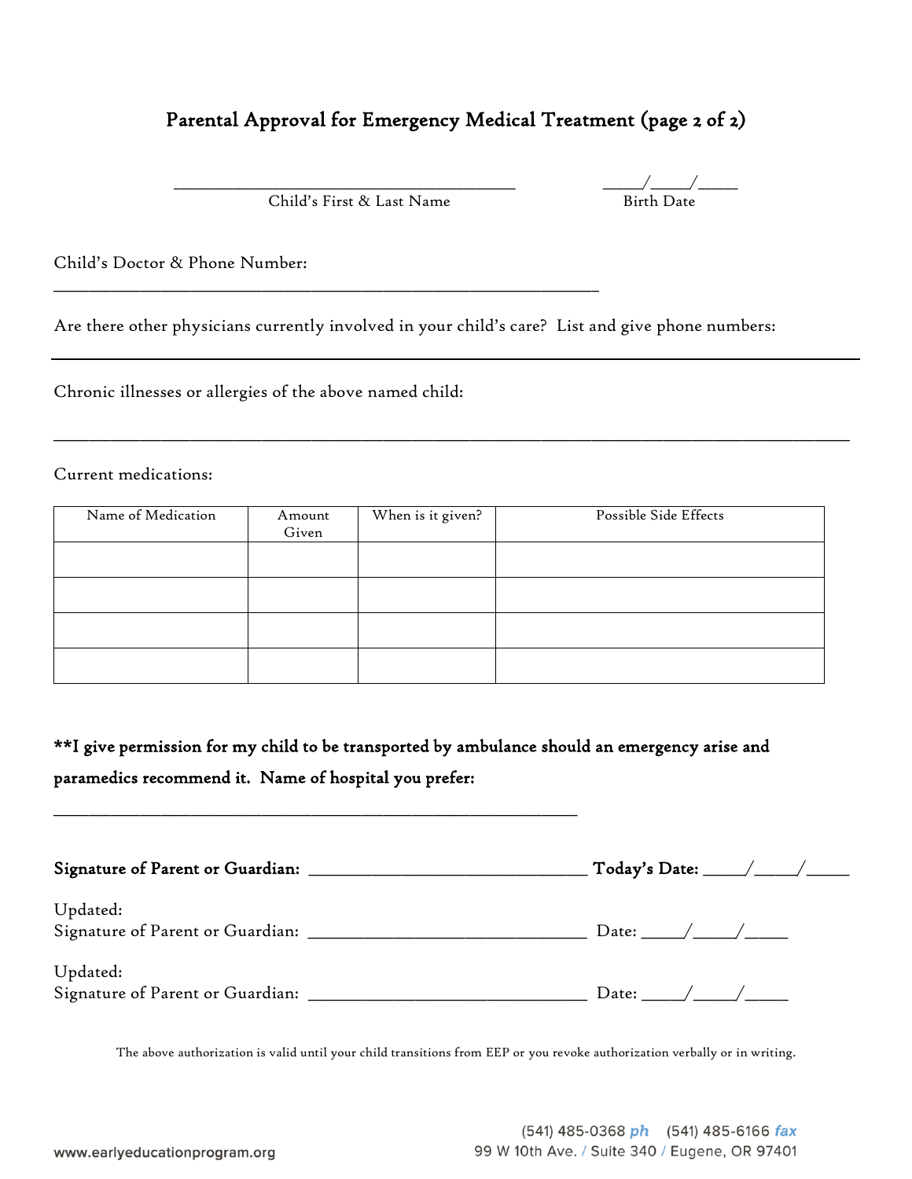# Parental Approval for Emergency Medical Treatment (page 2 of 2)

_________________________________________ Child's First & Last Name

_____/_____/_____ Birth Date

Child's Doctor & Phone Number: _________________________________________________________________

Are there other physicians currently involved in your child's care? List and give phone numbers:

_____________________________________________________________________________________________

Chronic illnesses or allergies of the above named child:

_____________________________________________________________________________________________

Current medications:

| Name of Medication | Amount Given | When is it given? | Possible Side Effects |
|---|---|---|---|
| | | | |
| | | | |
| | | | |
| | | | |

**\*\*I give permission for my child to be transported by ambulance should an emergency arise and paramedics recommend it. Name of hospital you prefer:**

_____________________________________________________________

**Signature of Parent or Guardian:** ________________________________ **Today's Date:** _____/_____/_____

Updated:
Signature of Parent or Guardian: ________________________________ Date: _____/_____/_____

Updated:
Signature of Parent or Guardian: ________________________________ Date: _____/_____/_____

The above authorization is valid until your child transitions from EEP or you revoke authorization verbally or in writing.

www.earlyeducationprogram.org

(541) 485-0368 *ph* (541) 485-6166 *fax*
99 W 10th Ave. / Suite 340 / Eugene, OR 97401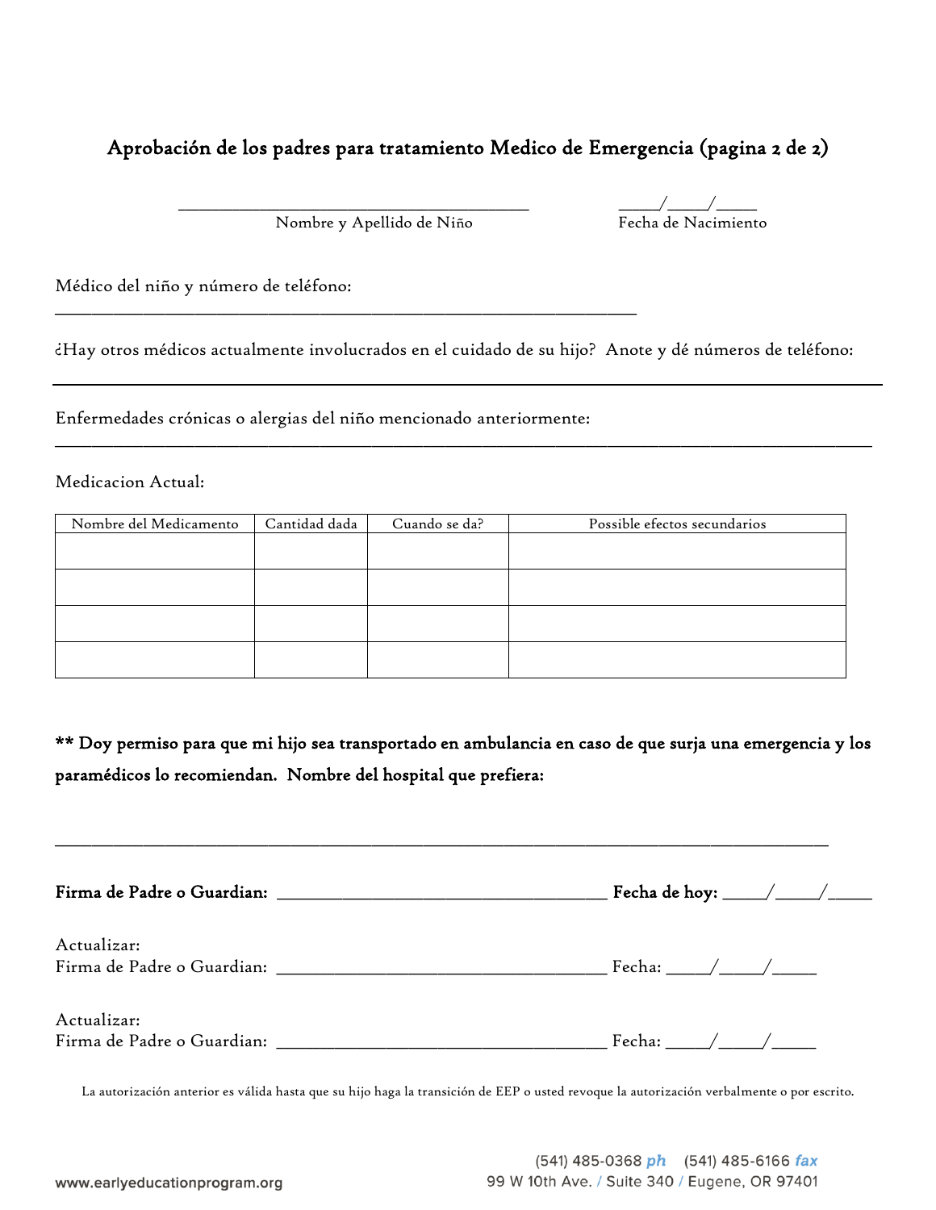# Aprobación de los padres para tratamiento Medico de Emergencia (pagina 2 de 2)

\_\_\_\_\_\_\_\_\_\_\_\_\_\_\_\_\_\_\_\_\_\_\_\_\_\_\_\_\_\_\_\_\_\_\_\_\_\_\_\_ \_\_\_\_\_/\_\_\_\_\_/\_\_\_\_\_

Nombre y Apellido de Niño Fecha de Nacimiento

Médico del niño y número de teléfono: \_\_\_\_\_\_\_\_\_\_\_\_\_\_\_\_\_\_\_\_\_\_\_\_\_\_\_\_\_\_\_\_\_\_\_\_\_\_\_\_\_\_\_\_\_\_\_\_\_\_\_\_\_\_\_\_\_\_\_\_\_\_

¿Hay otros médicos actualmente involucrados en el cuidado de su hijo? Anote y dé números de teléfono: \_\_\_\_\_\_\_\_\_\_\_\_\_\_\_\_\_\_\_\_\_\_\_\_\_\_\_\_\_\_\_\_\_\_\_\_\_\_\_\_\_\_\_\_\_\_\_\_\_\_\_\_\_\_\_\_\_\_\_\_\_\_\_\_\_\_\_\_\_\_\_\_\_\_\_\_\_\_\_\_\_\_\_\_\_\_\_\_\_

Enfermedades crónicas o alergias del niño mencionado anteriormente: \_\_\_\_\_\_\_\_\_\_\_\_\_\_\_\_\_\_\_\_\_\_\_\_\_\_\_\_\_\_\_\_\_\_\_\_\_\_\_\_\_\_\_\_\_\_\_\_\_\_\_\_\_\_\_\_\_\_\_\_\_\_\_\_\_\_\_\_\_\_\_\_\_\_\_\_\_\_\_\_\_\_\_\_\_\_\_\_\_

Medicacion Actual:

| Nombre del Medicamento | Cantidad dada | Cuando se da? | Possible efectos secundarios |
|---|---|---|---|
| | | | |
| | | | |
| | | | |
| | | | |

**\*\* Doy permiso para que mi hijo sea transportado en ambulancia en caso de que surja una emergencia y los paramédicos lo recomiendan. Nombre del hospital que prefiera:**

\_\_\_\_\_\_\_\_\_\_\_\_\_\_\_\_\_\_\_\_\_\_\_\_\_\_\_\_\_\_\_\_\_\_\_\_\_\_\_\_\_\_\_\_\_\_\_\_\_\_\_\_\_\_\_\_\_\_\_\_\_\_\_\_\_\_\_\_\_\_\_\_\_\_\_\_\_\_\_\_\_\_\_\_\_

**Firma de Padre o Guardian:** \_\_\_\_\_\_\_\_\_\_\_\_\_\_\_\_\_\_\_\_\_\_\_\_\_\_\_\_\_\_\_\_\_\_\_\_\_\_\_\_ **Fecha de hoy:** \_\_\_\_\_/\_\_\_\_\_/\_\_\_\_\_

Actualizar:
Firma de Padre o Guardian: \_\_\_\_\_\_\_\_\_\_\_\_\_\_\_\_\_\_\_\_\_\_\_\_\_\_\_\_\_\_\_\_\_\_\_\_\_\_\_\_ Fecha: \_\_\_\_\_/\_\_\_\_\_/\_\_\_\_\_

Actualizar:
Firma de Padre o Guardian: \_\_\_\_\_\_\_\_\_\_\_\_\_\_\_\_\_\_\_\_\_\_\_\_\_\_\_\_\_\_\_\_\_\_\_\_\_\_\_\_ Fecha: \_\_\_\_\_/\_\_\_\_\_/\_\_\_\_\_

La autorización anterior es válida hasta que su hijo haga la transición de EEP o usted revoque la autorización verbalmente o por escrito.

(541) 485-0368 *ph* (541) 485-6166 *fax*
99 W 10th Ave. / Suite 340 / Eugene, OR 97401
www.earlyeducationprogram.org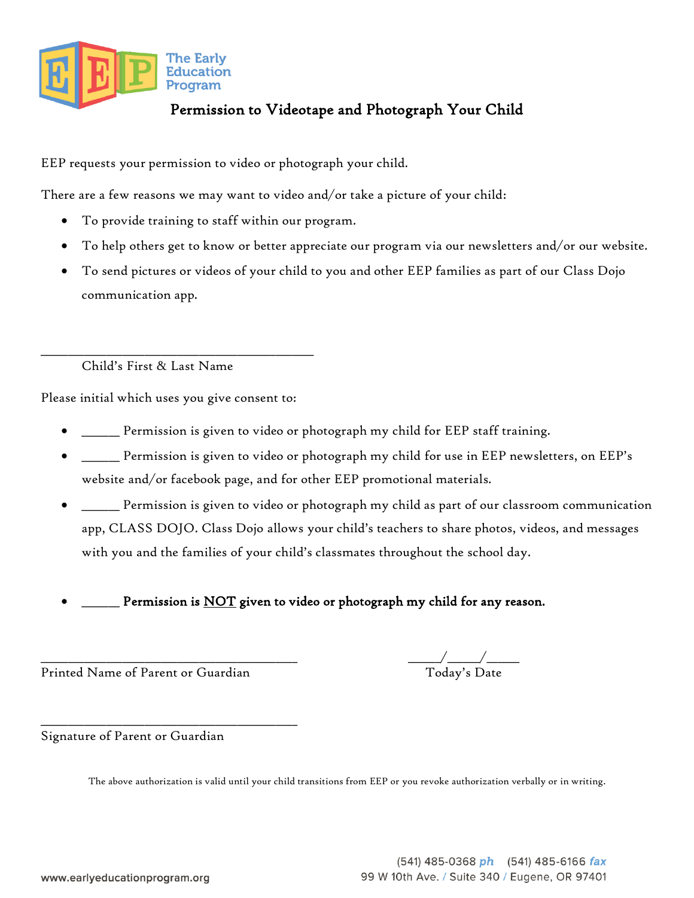The Early Education Program

# Permission to Videotape and Photograph Your Child

EEP requests your permission to video or photograph your child.

There are a few reasons we may want to video and/or take a picture of your child:

- To provide training to staff within our program.
- To help others get to know or better appreciate our program via our newsletters and/or our website.
- To send pictures or videos of your child to you and other EEP families as part of our Class Dojo communication app.

_________________________________________

Child's First & Last Name

Please initial which uses you give consent to:

- ______ Permission is given to video or photograph my child for EEP staff training.
- ______ Permission is given to video or photograph my child for use in EEP newsletters, on EEP's website and/or facebook page, and for other EEP promotional materials.
- ______ Permission is given to video or photograph my child as part of our classroom communication app, CLASS DOJO. Class Dojo allows your child's teachers to share photos, videos, and messages with you and the families of your child's classmates throughout the school day.

- ______ **Permission is <u>NOT</u> given to video or photograph my child for any reason.**

_______________________________________

Printed Name of Parent or Guardian

_____/_____/_____

Today's Date

_______________________________________

Signature of Parent or Guardian

The above authorization is valid until your child transitions from EEP or you revoke authorization verbally or in writing.

www.earlyeducationprogram.org

(541) 485-0368 *ph* (541) 485-6166 *fax*

99 W 10th Ave. / Suite 340 / Eugene, OR 97401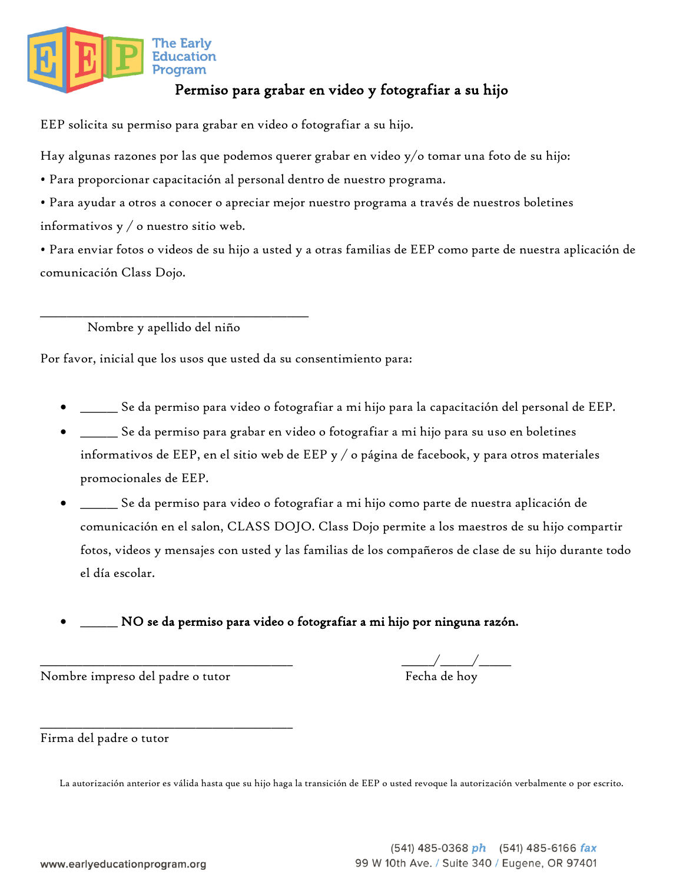The Early Education Program

# Permiso para grabar en video y fotografiar a su hijo

EEP solicita su permiso para grabar en video o fotografiar a su hijo.

Hay algunas razones por las que podemos querer grabar en video y/o tomar una foto de su hijo:

• Para proporcionar capacitación al personal dentro de nuestro programa.

• Para ayudar a otros a conocer o apreciar mejor nuestro programa a través de nuestros boletines informativos y / o nuestro sitio web.

• Para enviar fotos o videos de su hijo a usted y a otras familias de EEP como parte de nuestra aplicación de comunicación Class Dojo.

\_\_\_\_\_\_\_\_\_\_\_\_\_\_\_\_\_\_\_\_\_\_\_\_\_\_\_\_\_\_\_\_\_\_\_\_\_\_\_\_

Nombre y apellido del niño

Por favor, inicial que los usos que usted da su consentimiento para:

- \_\_\_\_\_\_ Se da permiso para video o fotografiar a mi hijo para la capacitación del personal de EEP.
- \_\_\_\_\_\_ Se da permiso para grabar en video o fotografiar a mi hijo para su uso en boletines informativos de EEP, en el sitio web de EEP y / o página de facebook, y para otros materiales promocionales de EEP.
- \_\_\_\_\_\_ Se da permiso para video o fotografiar a mi hijo como parte de nuestra aplicación de comunicación en el salon, CLASS DOJO. Class Dojo permite a los maestros de su hijo compartir fotos, videos y mensajes con usted y las familias de los compañeros de clase de su hijo durante todo el día escolar.

- \_\_\_\_\_\_ **NO se da permiso para video o fotografiar a mi hijo por ninguna razón.**

\_\_\_\_\_\_\_\_\_\_\_\_\_\_\_\_\_\_\_\_\_\_\_\_\_\_\_\_\_\_\_\_\_\_\_\_\_\_\_\_ \_\_\_\_\_/\_\_\_\_\_/\_\_\_\_\_

Nombre impreso del padre o tutor Fecha de hoy

\_\_\_\_\_\_\_\_\_\_\_\_\_\_\_\_\_\_\_\_\_\_\_\_\_\_\_\_\_\_\_\_\_\_\_\_\_\_\_\_

Firma del padre o tutor

La autorización anterior es válida hasta que su hijo haga la transición de EEP o usted revoque la autorización verbalmente o por escrito.

www.earlyeducationprogram.org

(541) 485-0368 ph (541) 485-6166 fax
99 W 10th Ave. / Suite 340 / Eugene, OR 97401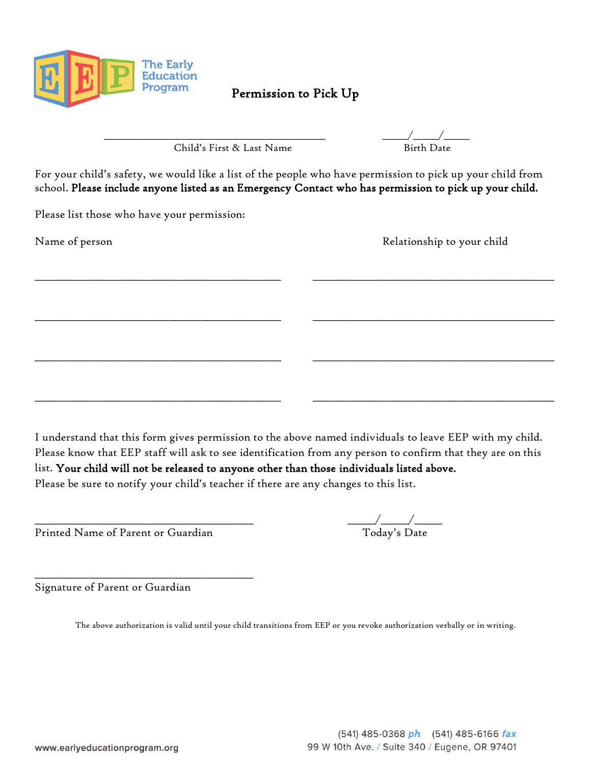The Early Education Program

# Permission to Pick Up

\_\_\_\_\_\_\_\_\_\_\_\_\_\_\_\_\_\_\_\_\_\_\_\_\_\_\_\_\_\_\_\_\_\_\_\_\_\_\_\_ \_\_\_\_\_/\_\_\_\_\_/\_\_\_\_\_

Child's First & Last Name Birth Date

For your child's safety, we would like a list of the people who have permission to pick up your child from school. **Please include anyone listed as an Emergency Contact who has permission to pick up your child.**

Please list those who have your permission:

| Name of person | Relationship to your child |
|---|---|
| | |
| | |
| | |
| | |

I understand that this form gives permission to the above named individuals to leave EEP with my child. Please know that EEP staff will ask to see identification from any person to confirm that they are on this list. **Your child will not be released to anyone other than those individuals listed above.**
Please be sure to notify your child's teacher if there are any changes to this list.

\_\_\_\_\_\_\_\_\_\_\_\_\_\_\_\_\_\_\_\_\_\_\_\_\_\_\_\_\_\_\_\_\_\_\_\_\_\_\_\_ \_\_\_\_\_/\_\_\_\_\_/\_\_\_\_\_

Printed Name of Parent or Guardian Today's Date

\_\_\_\_\_\_\_\_\_\_\_\_\_\_\_\_\_\_\_\_\_\_\_\_\_\_\_\_\_\_\_\_\_\_\_\_\_\_\_\_

Signature of Parent or Guardian

The above authorization is valid until your child transitions from EEP or you revoke authorization verbally or in writing.

(541) 485-0368 *ph* (541) 485-6166 *fax*
99 W 10th Ave. / Suite 340 / Eugene, OR 97401
www.earlyeducationprogram.org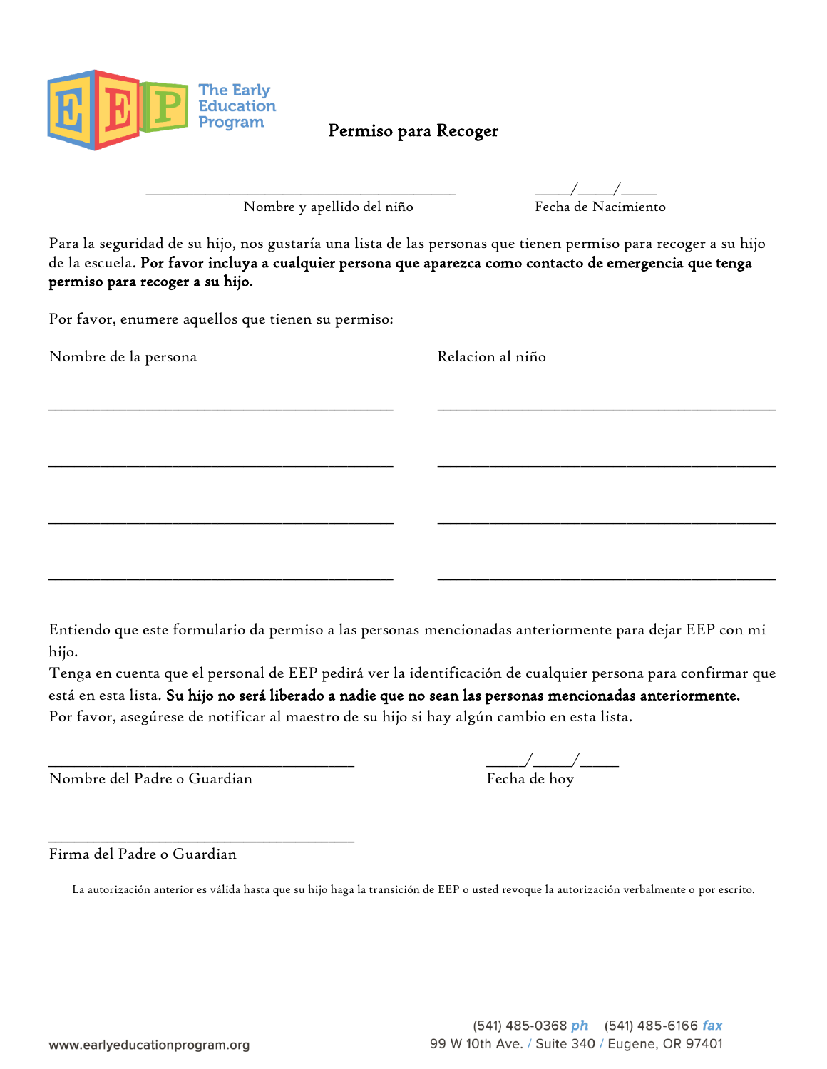The Early Education Program

# Permiso para Recoger

_________________________________________ &nbsp;&nbsp;&nbsp;&nbsp; _____/_____/_____

Nombre y apellido del niño &nbsp;&nbsp;&nbsp;&nbsp; Fecha de Nacimiento

Para la seguridad de su hijo, nos gustaría una lista de las personas que tienen permiso para recoger a su hijo de la escuela. **Por favor incluya a cualquier persona que aparezca como contacto de emergencia que tenga permiso para recoger a su hijo.**

Por favor, enumere aquellos que tienen su permiso:

| Nombre de la persona | Relacion al niño |
| --- | --- |
| _____________________________________________ | _____________________________________________ |
| _____________________________________________ | _____________________________________________ |
| _____________________________________________ | _____________________________________________ |
| _____________________________________________ | _____________________________________________ |

Entiendo que este formulario da permiso a las personas mencionadas anteriormente para dejar EEP con mi hijo.
Tenga en cuenta que el personal de EEP pedirá ver la identificación de cualquier persona para confirmar que está en esta lista. **Su hijo no será liberado a nadie que no sean las personas mencionadas anteriormente.**
Por favor, asegúrese de notificar al maestro de su hijo si hay algún cambio en esta lista.

_______________________________________ &nbsp;&nbsp;&nbsp;&nbsp; _____/_____/_____

Nombre del Padre o Guardian &nbsp;&nbsp;&nbsp;&nbsp; Fecha de hoy

_______________________________________

Firma del Padre o Guardian

La autorización anterior es válida hasta que su hijo haga la transición de EEP o usted revoque la autorización verbalmente o por escrito.

www.earlyeducationprogram.org &nbsp;&nbsp;&nbsp;&nbsp; (541) 485-0368 *ph* &nbsp; (541) 485-6166 *fax*
99 W 10th Ave. / Suite 340 / Eugene, OR 97401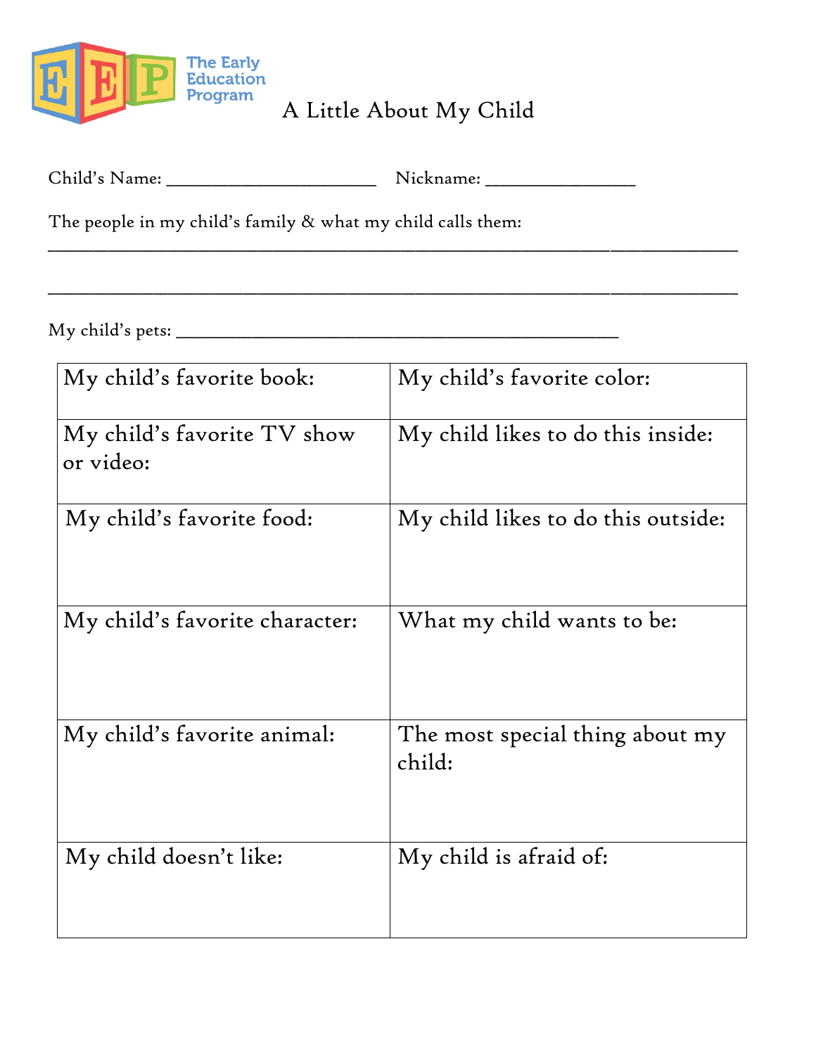The Early Education Program

# A Little About My Child

Child's Name: ______________________ Nickname: ________________

The people in my child's family & what my child calls them:

______________________________________________________________________________

______________________________________________________________________________

My child's pets: ________________________________________________

| My child's favorite book: | My child's favorite color: |
|---|---|
| My child's favorite TV show or video: | My child likes to do this inside: |
| My child's favorite food: | My child likes to do this outside: |
| My child's favorite character: | What my child wants to be: |
| My child's favorite animal: | The most special thing about my child: |
| My child doesn't like: | My child is afraid of: |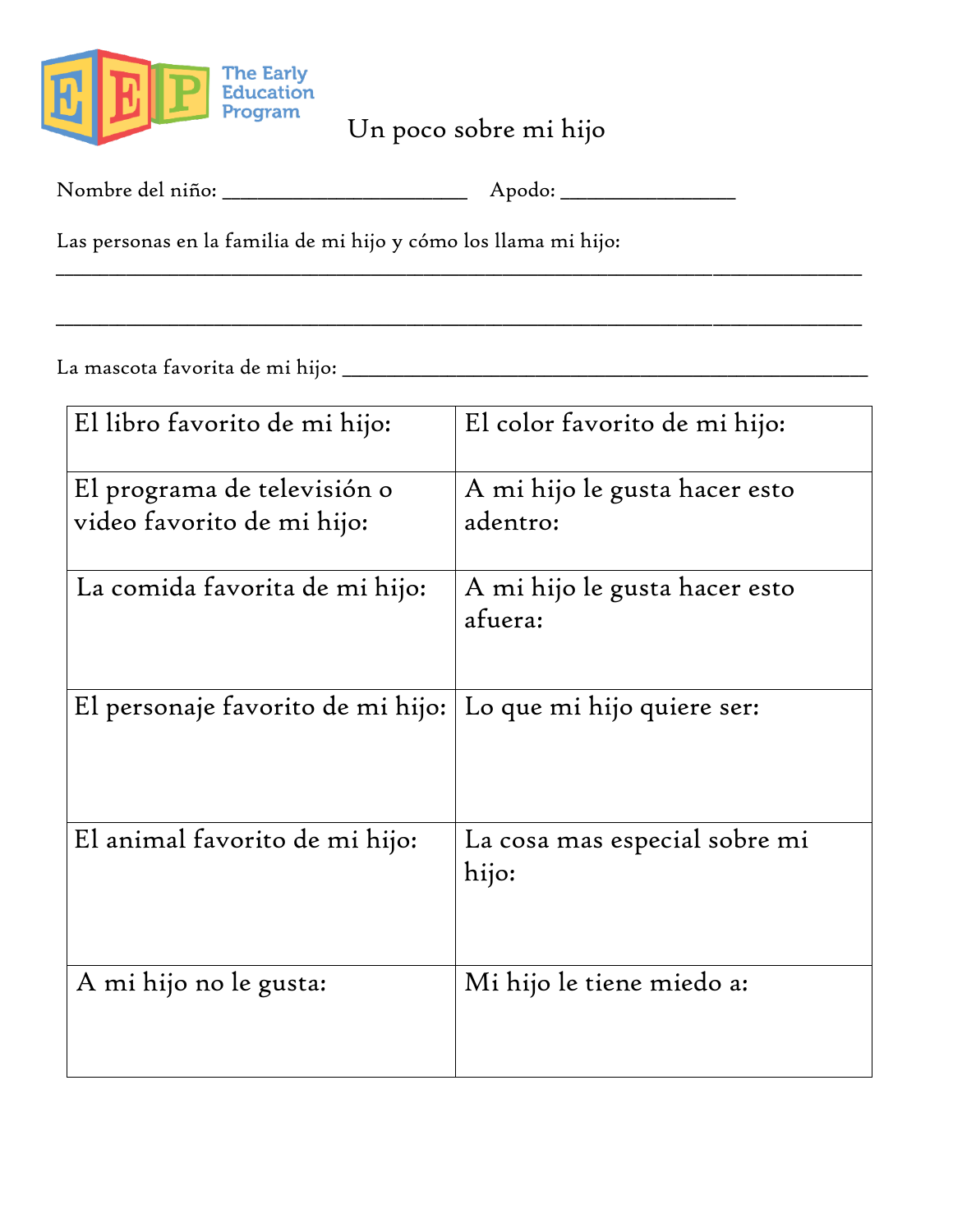The Early Education Program

# Un poco sobre mi hijo

Nombre del niño: ________________________ Apodo: _________________

Las personas en la familia de mi hijo y cómo los llama mi hijo:
_______________________________________________________________________________

_______________________________________________________________________________

La mascota favorita de mi hijo: ___________________________________________________

| El libro favorito de mi hijo: | El color favorito de mi hijo: |
|---|---|
| El programa de televisión o video favorito de mi hijo: | A mi hijo le gusta hacer esto adentro: |
| La comida favorita de mi hijo: | A mi hijo le gusta hacer esto afuera: |
| El personaje favorito de mi hijo: | Lo que mi hijo quiere ser: |
| El animal favorito de mi hijo: | La cosa mas especial sobre mi hijo: |
| A mi hijo no le gusta: | Mi hijo le tiene miedo a: |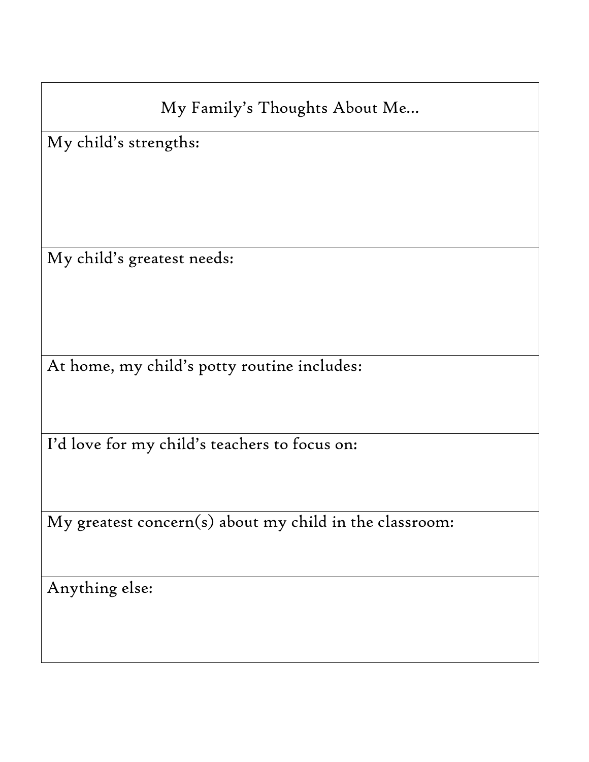| My Family's Thoughts About Me… |
| --- |
| My child's strengths: |
| My child's greatest needs: |
| At home, my child's potty routine includes: |
| I'd love for my child's teachers to focus on: |
| My greatest concern(s) about my child in the classroom: |
| Anything else: |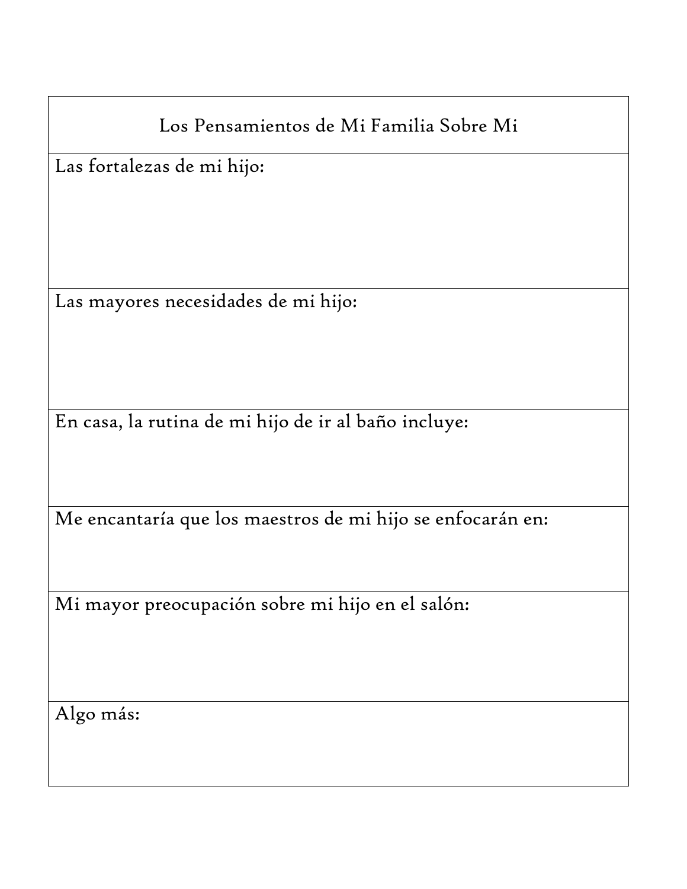| Los Pensamientos de Mi Familia Sobre Mi |
| --- |
| Las fortalezas de mi hijo: |
| Las mayores necesidades de mi hijo: |
| En casa, la rutina de mi hijo de ir al baño incluye: |
| Me encantaría que los maestros de mi hijo se enfocarán en: |
| Mi mayor preocupación sobre mi hijo en el salón: |
| Algo más: |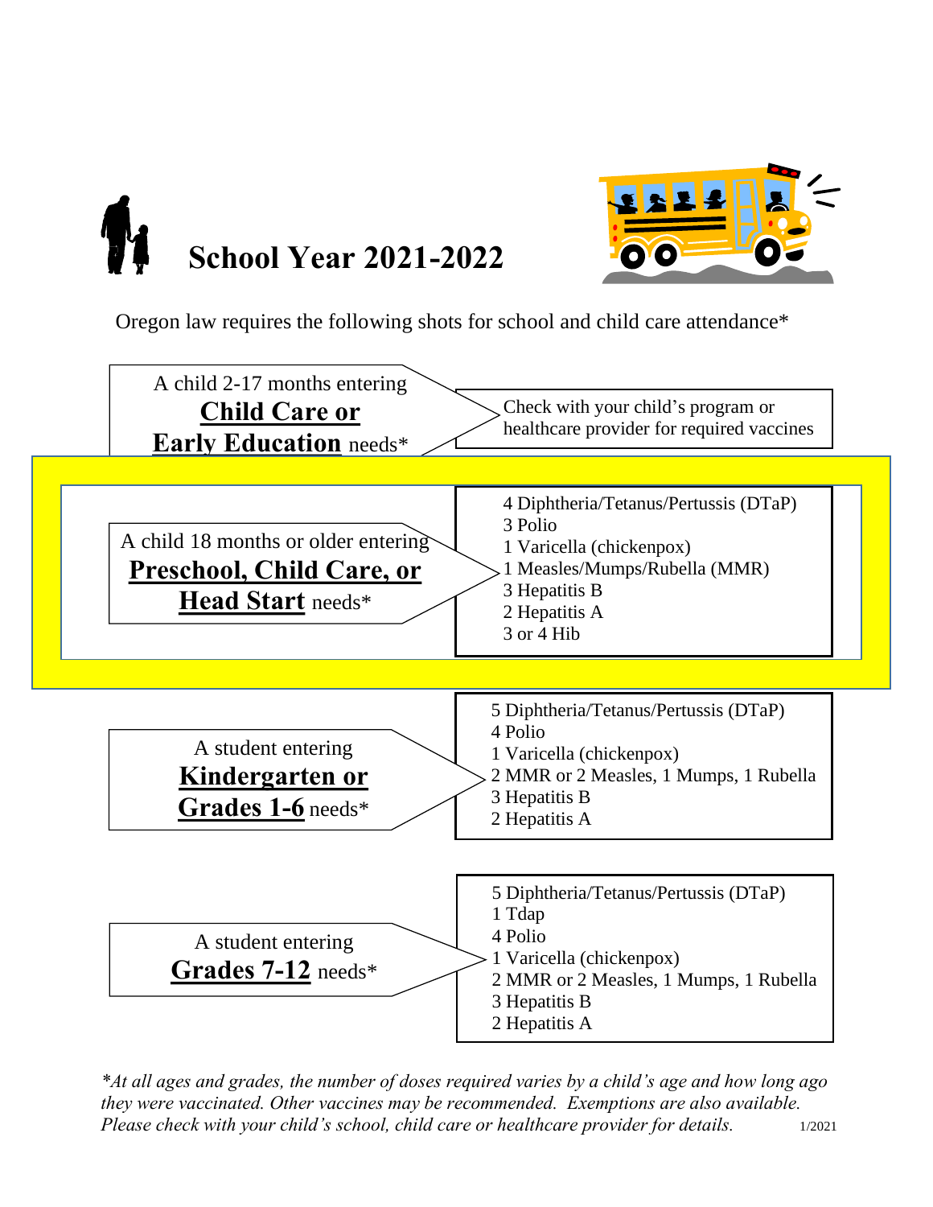# School Year 2021-2022

Oregon law requires the following shots for school and child care attendance*

| Who | Required vaccines |
|---|---|
| A child 2-17 months entering **Child Care or Early Education** needs* | Check with your child's program or healthcare provider for required vaccines |
| A child 18 months or older entering **Preschool, Child Care, or Head Start** needs* | 4 Diphtheria/Tetanus/Pertussis (DTaP)<br>3 Polio<br>1 Varicella (chickenpox)<br>1 Measles/Mumps/Rubella (MMR)<br>3 Hepatitis B<br>2 Hepatitis A<br>3 or 4 Hib |
| A student entering **Kindergarten or Grades 1-6** needs* | 5 Diphtheria/Tetanus/Pertussis (DTaP)<br>4 Polio<br>1 Varicella (chickenpox)<br>2 MMR or 2 Measles, 1 Mumps, 1 Rubella<br>3 Hepatitis B<br>2 Hepatitis A |
| A student entering **Grades 7-12** needs* | 5 Diphtheria/Tetanus/Pertussis (DTaP)<br>1 Tdap<br>4 Polio<br>1 Varicella (chickenpox)<br>2 MMR or 2 Measles, 1 Mumps, 1 Rubella<br>3 Hepatitis B<br>2 Hepatitis A |

*\*At all ages and grades, the number of doses required varies by a child's age and how long ago they were vaccinated. Other vaccines may be recommended. Exemptions are also available. Please check with your child's school, child care or healthcare provider for details.*

1/2021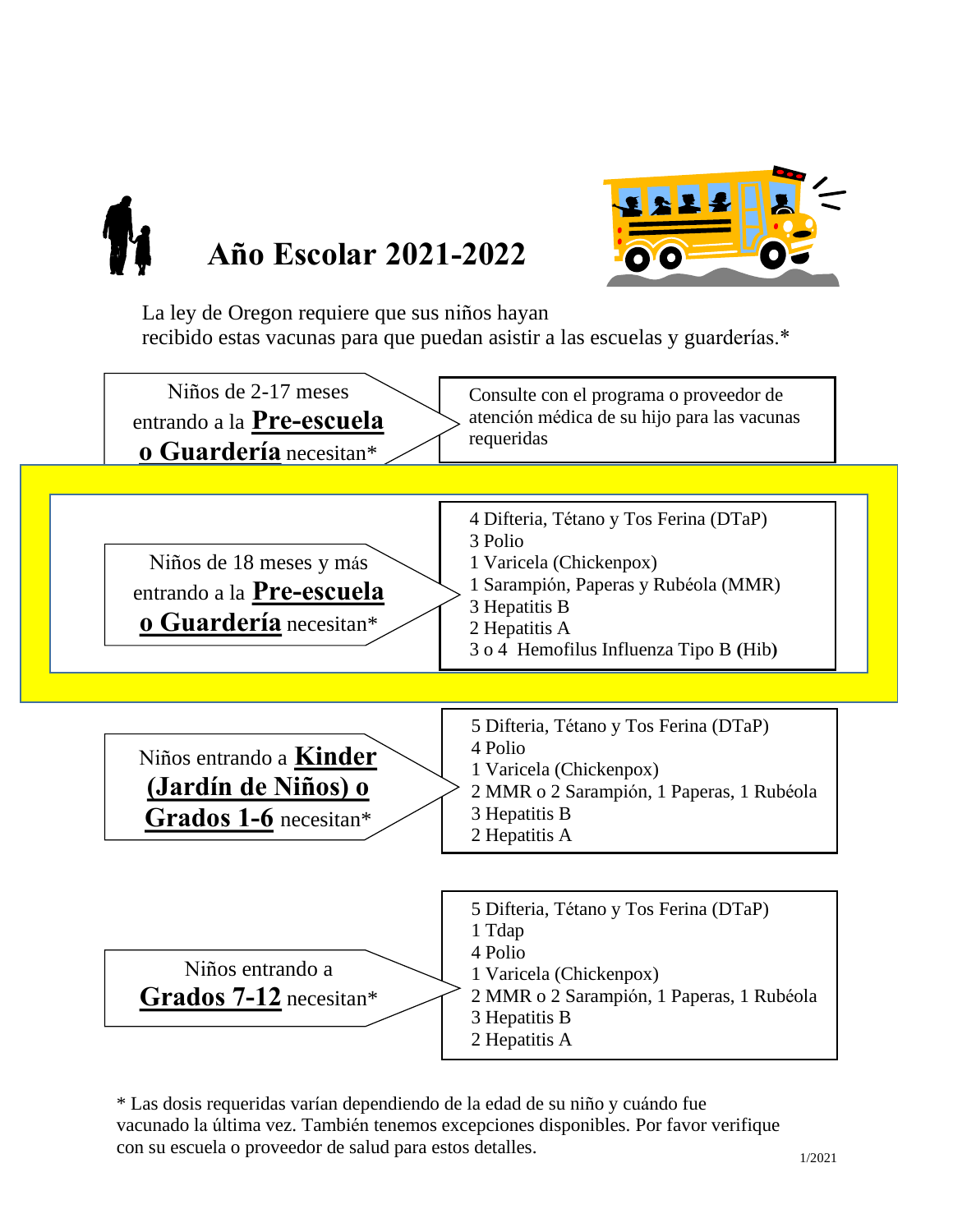# Año Escolar 2021-2022

La ley de Oregon requiere que sus niños hayan recibido estas vacunas para que puedan asistir a las escuelas y guarderías.*

| Grupo | Vacunas requeridas |
|---|---|
| Niños de 2-17 meses entrando a la **Pre-escuela o Guardería** necesitan* | Consulte con el programa o proveedor de atención médica de su hijo para las vacunas requeridas |
| Niños de 18 meses y más entrando a la **Pre-escuela o Guardería** necesitan* | 4 Difteria, Tétano y Tos Ferina (DTaP)<br>3 Polio<br>1 Varicela (Chickenpox)<br>1 Sarampión, Paperas y Rubéola (MMR)<br>3 Hepatitis B<br>2 Hepatitis A<br>3 o 4 Hemofilus Influenza Tipo B (Hib) |
| Niños entrando a **Kinder (Jardín de Niños) o Grados 1-6** necesitan* | 5 Difteria, Tétano y Tos Ferina (DTaP)<br>4 Polio<br>1 Varicela (Chickenpox)<br>2 MMR o 2 Sarampión, 1 Paperas, 1 Rubéola<br>3 Hepatitis B<br>2 Hepatitis A |
| Niños entrando a **Grados 7-12** necesitan* | 5 Difteria, Tétano y Tos Ferina (DTaP)<br>1 Tdap<br>4 Polio<br>1 Varicela (Chickenpox)<br>2 MMR o 2 Sarampión, 1 Paperas, 1 Rubéola<br>3 Hepatitis B<br>2 Hepatitis A |

* Las dosis requeridas varían dependiendo de la edad de su niño y cuándo fue vacunado la última vez. También tenemos excepciones disponibles. Por favor verifique con su escuela o proveedor de salud para estos detalles.

1/2021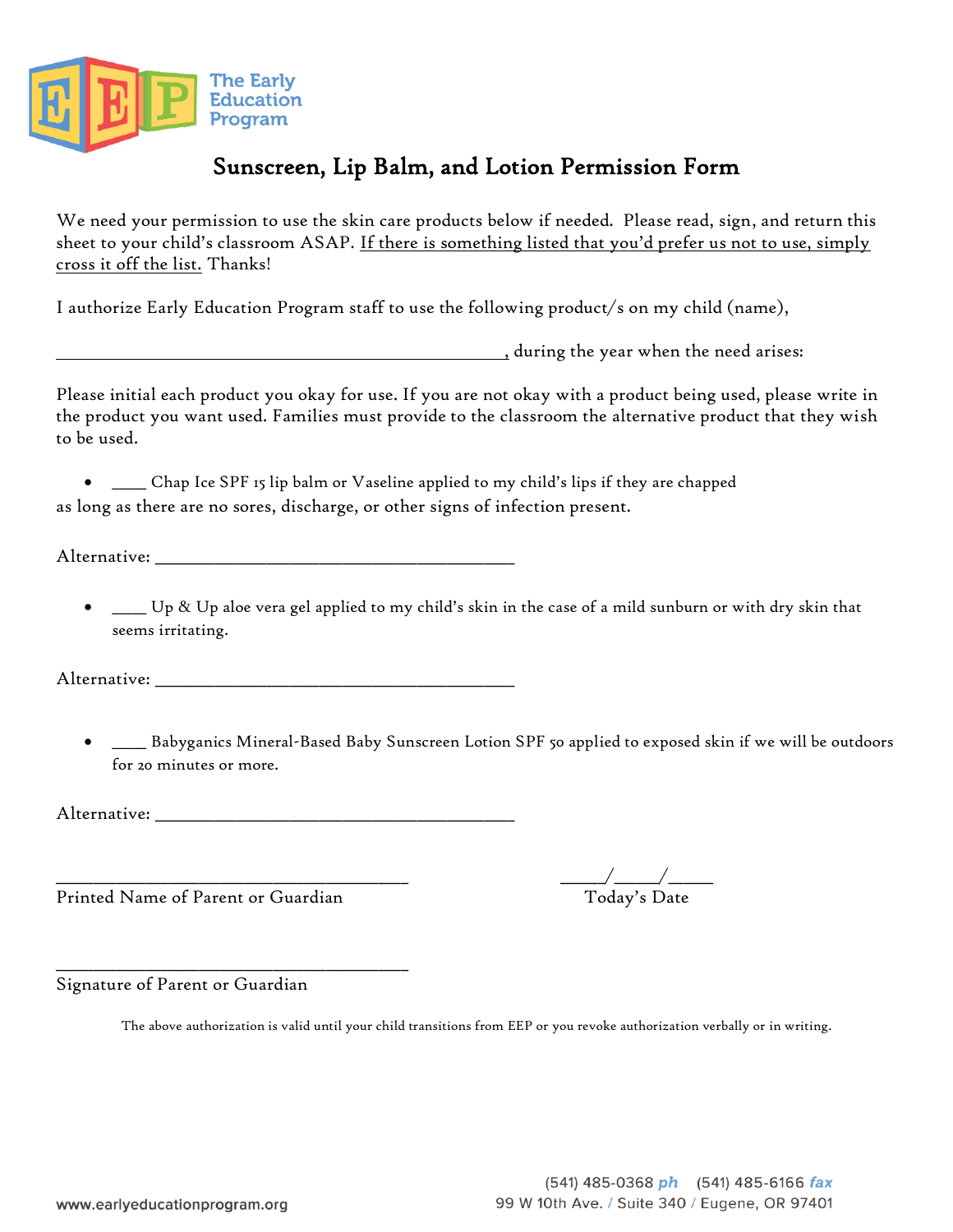The Early Education Program

# Sunscreen, Lip Balm, and Lotion Permission Form

We need your permission to use the skin care products below if needed. Please read, sign, and return this sheet to your child's classroom ASAP. If there is something listed that you'd prefer us not to use, simply cross it off the list. Thanks!

I authorize Early Education Program staff to use the following product/s on my child (name),

_______________________________________________, during the year when the need arises:

Please initial each product you okay for use. If you are not okay with a product being used, please write in the product you want used. Families must provide to the classroom the alternative product that they wish to be used.

- ____ Chap Ice SPF 15 lip balm or Vaseline applied to my child's lips if they are chapped

as long as there are no sores, discharge, or other signs of infection present.

Alternative: ______________________________________

- ____ Up & Up aloe vera gel applied to my child's skin in the case of a mild sunburn or with dry skin that seems irritating.

Alternative: ______________________________________

- ____ Babyganics Mineral-Based Baby Sunscreen Lotion SPF 50 applied to exposed skin if we will be outdoors for 20 minutes or more.

Alternative: ______________________________________

_____________________________________ &nbsp;&nbsp;&nbsp;&nbsp; _____/_____/_____

Printed Name of Parent or Guardian &nbsp;&nbsp;&nbsp;&nbsp; Today's Date

_____________________________________

Signature of Parent or Guardian

The above authorization is valid until your child transitions from EEP or you revoke authorization verbally or in writing.

www.earlyeducationprogram.org

(541) 485-0368 ph (541) 485-6166 fax
99 W 10th Ave. / Suite 340 / Eugene, OR 97401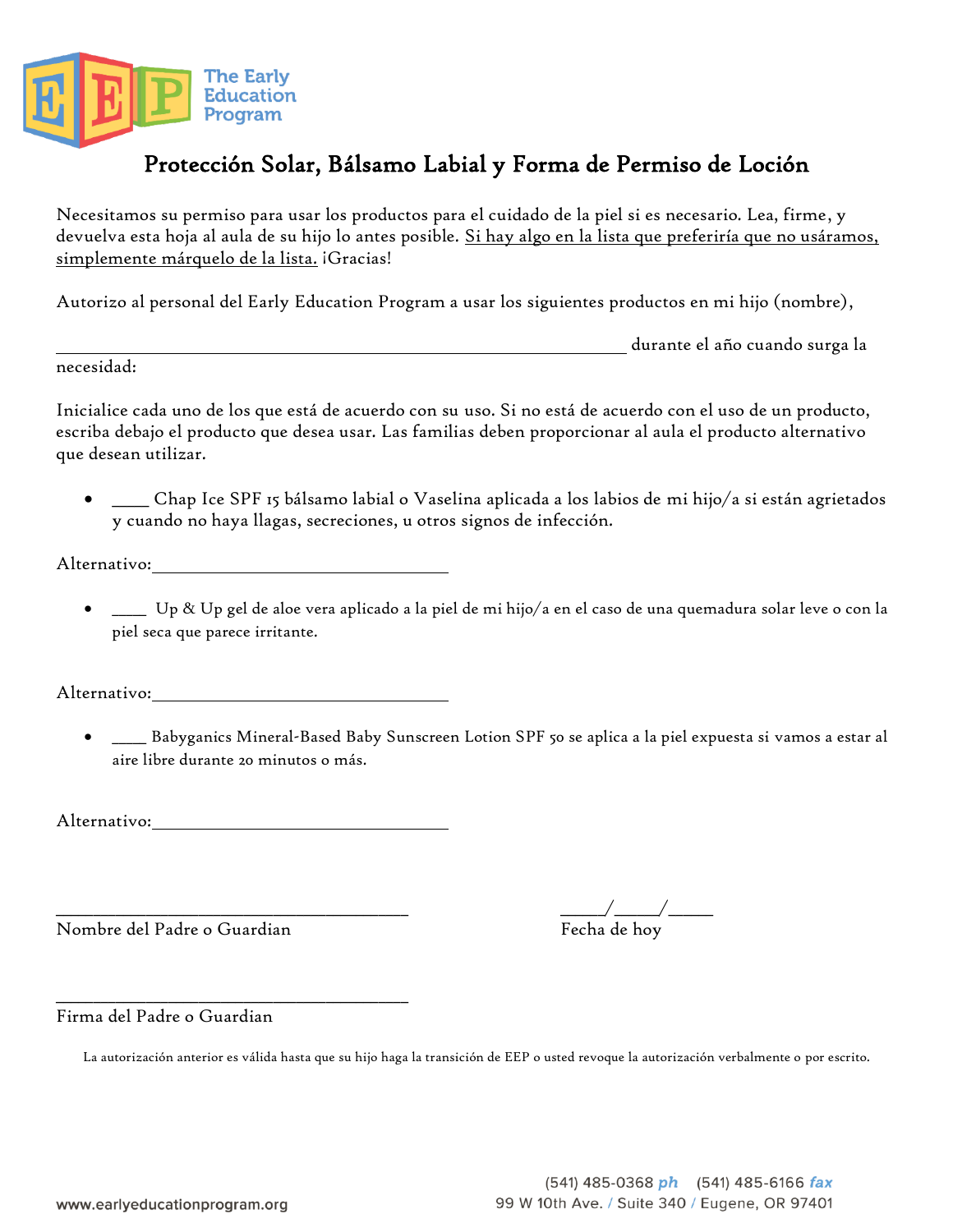The Early Education Program

# Protección Solar, Bálsamo Labial y Forma de Permiso de Loción

Necesitamos su permiso para usar los productos para el cuidado de la piel si es necesario. Lea, firme, y devuelva esta hoja al aula de su hijo lo antes posible. Si hay algo en la lista que preferiría que no usáramos, simplemente márquelo de la lista. ¡Gracias!

Autorizo al personal del Early Education Program a usar los siguientes productos en mi hijo (nombre),

_________________________________________________ durante el año cuando surga la necesidad:

Inicialice cada uno de los que está de acuerdo con su uso. Si no está de acuerdo con el uso de un producto, escriba debajo el producto que desea usar. Las familias deben proporcionar al aula el producto alternativo que desean utilizar.

- ____ Chap Ice SPF 15 bálsamo labial o Vaselina aplicada a los labios de mi hijo/a si están agrietados y cuando no haya llagas, secreciones, u otros signos de infección.

Alternativo:_________________________

- ____ Up & Up gel de aloe vera aplicado a la piel de mi hijo/a en el caso de una quemadura solar leve o con la piel seca que parece irritante.

Alternativo:_________________________

- ____ Babyganics Mineral-Based Baby Sunscreen Lotion SPF 50 se aplica a la piel expuesta si vamos a estar al aire libre durante 20 minutos o más.

Alternativo:_________________________

______________________________ &nbsp;&nbsp;&nbsp;&nbsp;&nbsp;&nbsp;&nbsp;&nbsp; _____/_____/_____
Nombre del Padre o Guardian &nbsp;&nbsp;&nbsp;&nbsp;&nbsp;&nbsp;&nbsp;&nbsp; Fecha de hoy

______________________________
Firma del Padre o Guardian

La autorización anterior es válida hasta que su hijo haga la transición de EEP o usted revoque la autorización verbalmente o por escrito.

www.earlyeducationprogram.org &nbsp;&nbsp;&nbsp;&nbsp; (541) 485-0368 *ph* &nbsp; (541) 485-6166 *fax*
99 W 10th Ave. / Suite 340 / Eugene, OR 97401